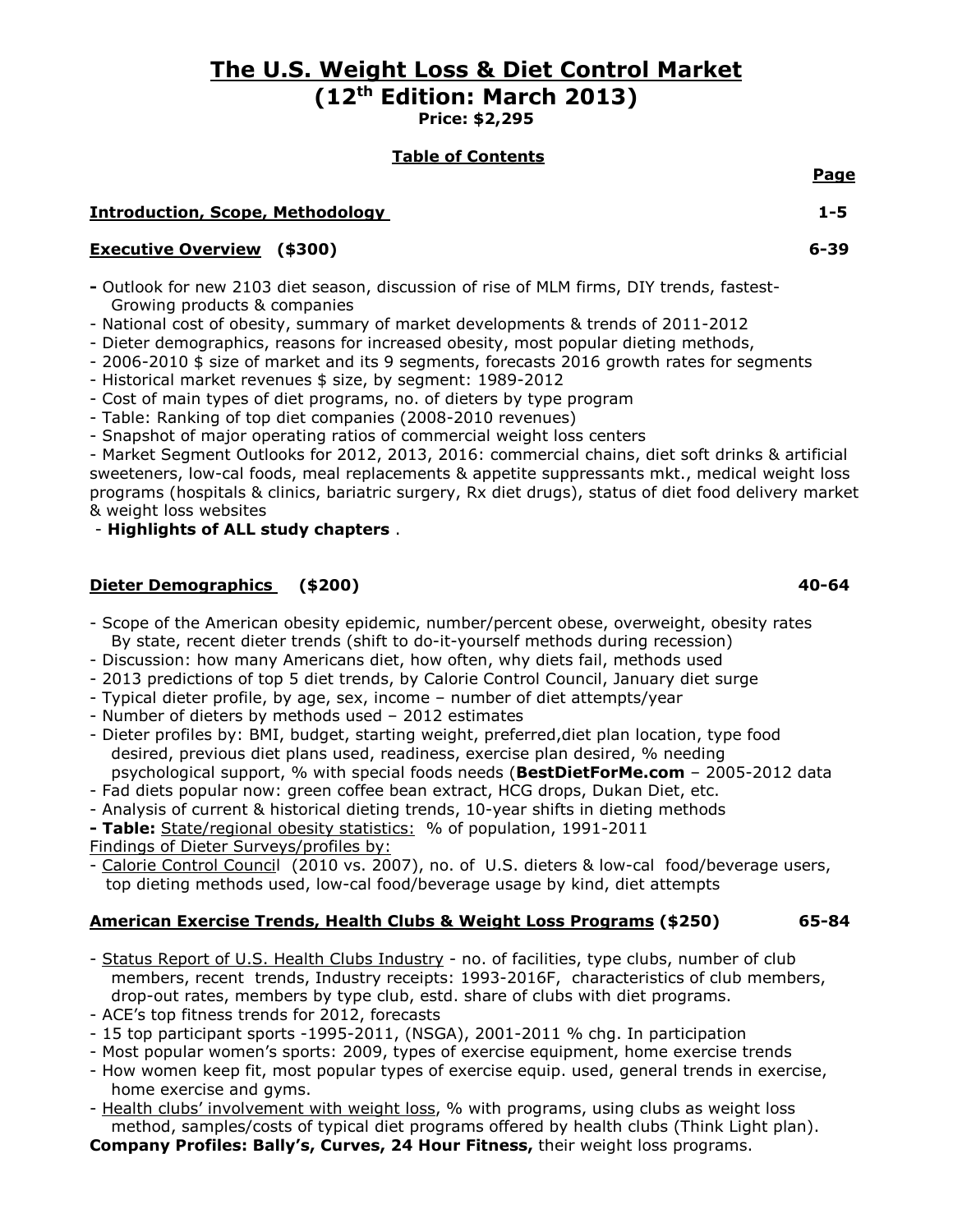# The U.S. Weight Loss & Diet Control Market

## (12th Edition: March 2013)

**Price: $2,295**

### Table of Contents

| | Page |
|---|---|
| **Introduction, Scope, Methodology** | **1-5** |
| **Executive Overview (\$300)** | **6-39** |

- Outlook for new 2103 diet season, discussion of rise of MLM firms, DIY trends, fastest-Growing products & companies
- National cost of obesity, summary of market developments & trends of 2011-2012
- Dieter demographics, reasons for increased obesity, most popular dieting methods,
- 2006-2010 $ size of market and its 9 segments, forecasts 2016 growth rates for segments
- Historical market revenues $ size, by segment: 1989-2012
- Cost of main types of diet programs, no. of dieters by type program
- Table: Ranking of top diet companies (2008-2010 revenues)
- Snapshot of major operating ratios of commercial weight loss centers
- Market Segment Outlooks for 2012, 2013, 2016: commercial chains, diet soft drinks & artificial sweeteners, low-cal foods, meal replacements & appetite suppressants mkt., medical weight loss programs (hospitals & clinics, bariatric surgery, Rx diet drugs), status of diet food delivery market & weight loss websites
- **Highlights of ALL study chapters** .

**Dieter Demographics ($200)** **40-64**

- Scope of the American obesity epidemic, number/percent obese, overweight, obesity rates By state, recent dieter trends (shift to do-it-yourself methods during recession)
- Discussion: how many Americans diet, how often, why diets fail, methods used
- 2013 predictions of top 5 diet trends, by Calorie Control Council, January diet surge
- Typical dieter profile, by age, sex, income – number of diet attempts/year
- Number of dieters by methods used – 2012 estimates
- Dieter profiles by: BMI, budget, starting weight, preferred,diet plan location, type food desired, previous diet plans used, readiness, exercise plan desired, % needing psychological support, % with special foods needs (**BestDietForMe.com** – 2005-2012 data
- Fad diets popular now: green coffee bean extract, HCG drops, Dukan Diet, etc.
- Analysis of current & historical dieting trends, 10-year shifts in dieting methods
- **Table:** State/regional obesity statistics: % of population, 1991-2011

Findings of Dieter Surveys/profiles by:

- Calorie Control Council (2010 vs. 2007), no. of U.S. dieters & low-cal food/beverage users, top dieting methods used, low-cal food/beverage usage by kind, diet attempts

**American Exercise Trends, Health Clubs & Weight Loss Programs ($250)** **65-84**

- Status Report of U.S. Health Clubs Industry - no. of facilities, type clubs, number of club members, recent trends, Industry receipts: 1993-2016F, characteristics of club members, drop-out rates, members by type club, estd. share of clubs with diet programs.
- ACE's top fitness trends for 2012, forecasts
- 15 top participant sports -1995-2011, (NSGA), 2001-2011 % chg. In participation
- Most popular women's sports: 2009, types of exercise equipment, home exercise trends
- How women keep fit, most popular types of exercise equip. used, general trends in exercise, home exercise and gyms.
- Health clubs' involvement with weight loss, % with programs, using clubs as weight loss method, samples/costs of typical diet programs offered by health clubs (Think Light plan).

**Company Profiles: Bally's, Curves, 24 Hour Fitness,** their weight loss programs.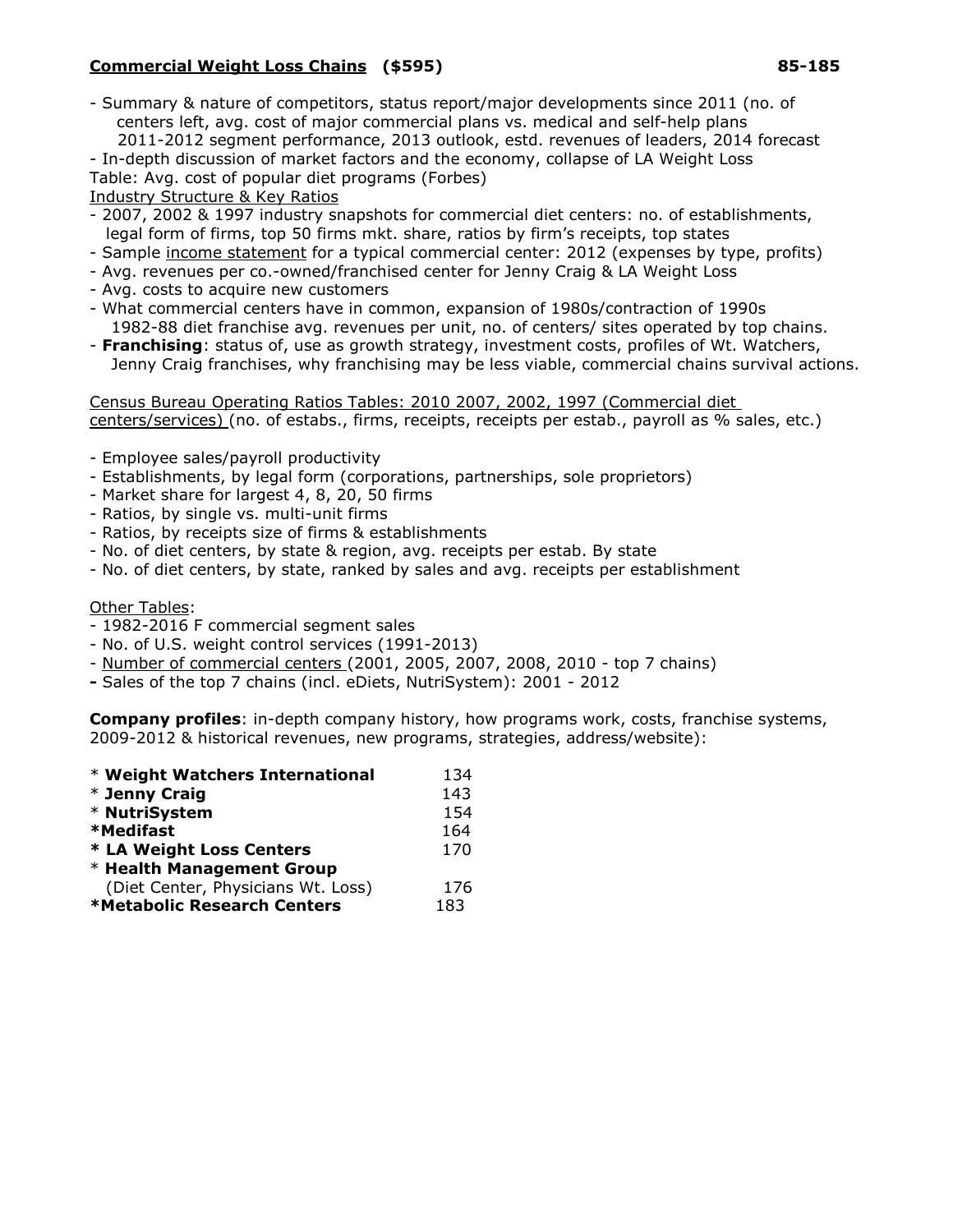## **Commercial Weight Loss Chains (\$595)** 85-185

- Summary & nature of competitors, status report/major developments since 2011 (no. of centers left, avg. cost of major commercial plans vs. medical and self-help plans 2011-2012 segment performance, 2013 outlook, estd. revenues of leaders, 2014 forecast
- In-depth discussion of market factors and the economy, collapse of LA Weight Loss

Table: Avg. cost of popular diet programs (Forbes)

Industry Structure & Key Ratios

- 2007, 2002 & 1997 industry snapshots for commercial diet centers: no. of establishments, legal form of firms, top 50 firms mkt. share, ratios by firm's receipts, top states
- Sample income statement for a typical commercial center: 2012 (expenses by type, profits)
- Avg. revenues per co.-owned/franchised center for Jenny Craig & LA Weight Loss
- Avg. costs to acquire new customers
- What commercial centers have in common, expansion of 1980s/contraction of 1990s 1982-88 diet franchise avg. revenues per unit, no. of centers/ sites operated by top chains.
- **Franchising**: status of, use as growth strategy, investment costs, profiles of Wt. Watchers, Jenny Craig franchises, why franchising may be less viable, commercial chains survival actions.

Census Bureau Operating Ratios Tables: 2010 2007, 2002, 1997 (Commercial diet centers/services) (no. of estabs., firms, receipts, receipts per estab., payroll as % sales, etc.)

- Employee sales/payroll productivity
- Establishments, by legal form (corporations, partnerships, sole proprietors)
- Market share for largest 4, 8, 20, 50 firms
- Ratios, by single vs. multi-unit firms
- Ratios, by receipts size of firms & establishments
- No. of diet centers, by state & region, avg. receipts per estab. By state
- No. of diet centers, by state, ranked by sales and avg. receipts per establishment

Other Tables:

- 1982-2016 F commercial segment sales
- No. of U.S. weight control services (1991-2013)
- Number of commercial centers (2001, 2005, 2007, 2008, 2010 - top 7 chains)
- Sales of the top 7 chains (incl. eDiets, NutriSystem): 2001 - 2012

**Company profiles**: in-depth company history, how programs work, costs, franchise systems, 2009-2012 & historical revenues, new programs, strategies, address/website):

| Company | Page |
|---|---|
| * **Weight Watchers International** | 134 |
| * **Jenny Craig** | 143 |
| * **NutriSystem** | 154 |
| ***Medifast** | 164 |
| * **LA Weight Loss Centers** | 170 |
| * **Health Management Group** (Diet Center, Physicians Wt. Loss) | 176 |
| ***Metabolic Research Centers** | 183 |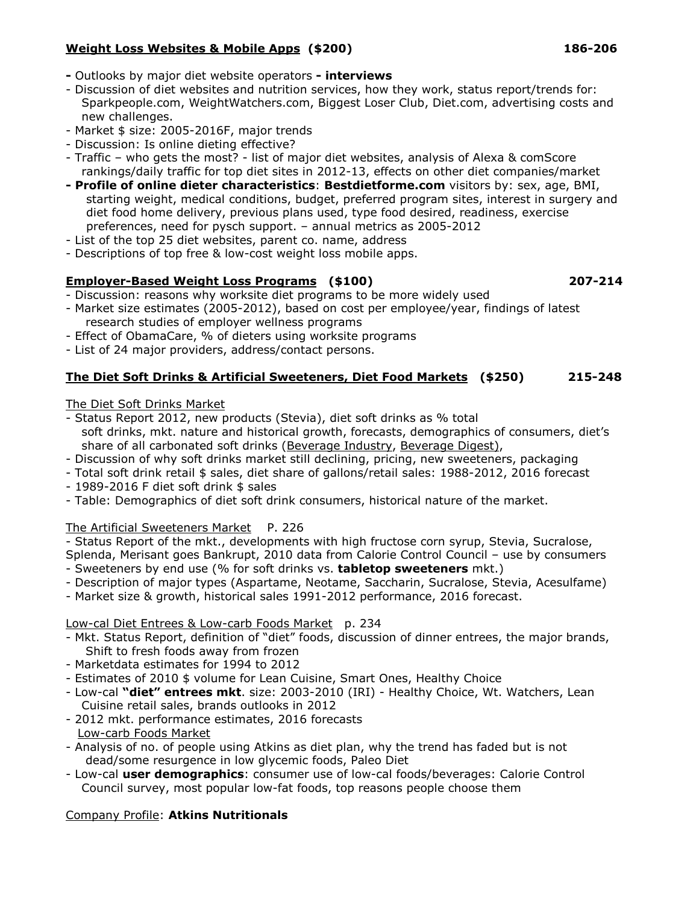## **Weight Loss Websites & Mobile Apps** **($200)** **186-206**

- Outlooks by major diet website operators **- interviews**
- Discussion of diet websites and nutrition services, how they work, status report/trends for: Sparkpeople.com, WeightWatchers.com, Biggest Loser Club, Diet.com, advertising costs and new challenges.
- Market $ size: 2005-2016F, major trends
- Discussion: Is online dieting effective?
- Traffic – who gets the most? - list of major diet websites, analysis of Alexa & comScore rankings/daily traffic for top diet sites in 2012-13, effects on other diet companies/market
- **Profile of online dieter characteristics**: **Bestdietforme.com** visitors by: sex, age, BMI, starting weight, medical conditions, budget, preferred program sites, interest in surgery and diet food home delivery, previous plans used, type food desired, readiness, exercise preferences, need for pysch support. – annual metrics as 2005-2012
- List of the top 25 diet websites, parent co. name, address
- Descriptions of top free & low-cost weight loss mobile apps.

## **Employer-Based Weight Loss Programs** **($100)** **207-214**

- Discussion: reasons why worksite diet programs to be more widely used
- Market size estimates (2005-2012), based on cost per employee/year, findings of latest research studies of employer wellness programs
- Effect of ObamaCare, % of dieters using worksite programs
- List of 24 major providers, address/contact persons.

## **The Diet Soft Drinks & Artificial Sweeteners, Diet Food Markets** **($250)** **215-248**

### The Diet Soft Drinks Market

- Status Report 2012, new products (Stevia), diet soft drinks as % total soft drinks, mkt. nature and historical growth, forecasts, demographics of consumers, diet's share of all carbonated soft drinks (Beverage Industry, Beverage Digest),
- Discussion of why soft drinks market still declining, pricing, new sweeteners, packaging
- Total soft drink retail $ sales, diet share of gallons/retail sales: 1988-2012, 2016 forecast
- 1989-2016 F diet soft drink $ sales
- Table: Demographics of diet soft drink consumers, historical nature of the market.

### The Artificial Sweeteners Market P. 226

- Status Report of the mkt., developments with high fructose corn syrup, Stevia, Sucralose, Splenda, Merisant goes Bankrupt, 2010 data from Calorie Control Council – use by consumers
- Sweeteners by end use (% for soft drinks vs. **tabletop sweeteners** mkt.)
- Description of major types (Aspartame, Neotame, Saccharin, Sucralose, Stevia, Acesulfame)
- Market size & growth, historical sales 1991-2012 performance, 2016 forecast.

### Low-cal Diet Entrees & Low-carb Foods Market p. 234

- Mkt. Status Report, definition of "diet" foods, discussion of dinner entrees, the major brands, Shift to fresh foods away from frozen
- Marketdata estimates for 1994 to 2012
- Estimates of 2010 $ volume for Lean Cuisine, Smart Ones, Healthy Choice
- Low-cal **"diet" entrees mkt**. size: 2003-2010 (IRI) - Healthy Choice, Wt. Watchers, Lean Cuisine retail sales, brands outlooks in 2012
- 2012 mkt. performance estimates, 2016 forecasts

### Low-carb Foods Market

- Analysis of no. of people using Atkins as diet plan, why the trend has faded but is not dead/some resurgence in low glycemic foods, Paleo Diet
- Low-cal **user demographics**: consumer use of low-cal foods/beverages: Calorie Control Council survey, most popular low-fat foods, top reasons people choose them

Company Profile: **Atkins Nutritionals**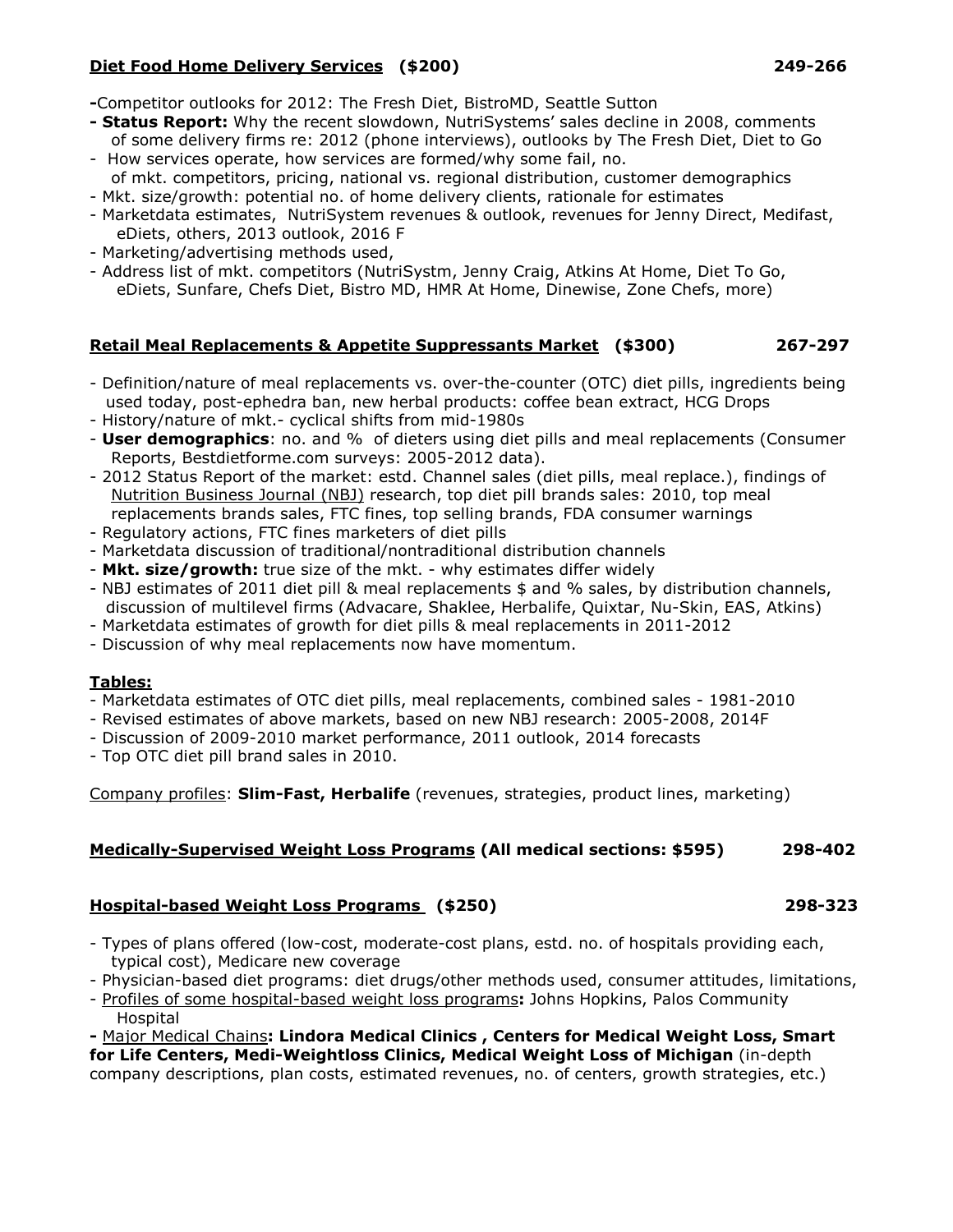**Diet Food Home Delivery Services ($200) 249-266**

-Competitor outlooks for 2012: The Fresh Diet, BistroMD, Seattle Sutton
- **Status Report:** Why the recent slowdown, NutriSystems' sales decline in 2008, comments of some delivery firms re: 2012 (phone interviews), outlooks by The Fresh Diet, Diet to Go
- How services operate, how services are formed/why some fail, no. of mkt. competitors, pricing, national vs. regional distribution, customer demographics
- Mkt. size/growth: potential no. of home delivery clients, rationale for estimates
- Marketdata estimates, NutriSystem revenues & outlook, revenues for Jenny Direct, Medifast, eDiets, others, 2013 outlook, 2016 F
- Marketing/advertising methods used,
- Address list of mkt. competitors (NutriSystm, Jenny Craig, Atkins At Home, Diet To Go, eDiets, Sunfare, Chefs Diet, Bistro MD, HMR At Home, Dinewise, Zone Chefs, more)

**Retail Meal Replacements & Appetite Suppressants Market ($300) 267-297**

- Definition/nature of meal replacements vs. over-the-counter (OTC) diet pills, ingredients being used today, post-ephedra ban, new herbal products: coffee bean extract, HCG Drops
- History/nature of mkt.- cyclical shifts from mid-1980s
- **User demographics**: no. and % of dieters using diet pills and meal replacements (Consumer Reports, Bestdietforme.com surveys: 2005-2012 data).
- 2012 Status Report of the market: estd. Channel sales (diet pills, meal replace.), findings of Nutrition Business Journal (NBJ) research, top diet pill brands sales: 2010, top meal replacements brands sales, FTC fines, top selling brands, FDA consumer warnings
- Regulatory actions, FTC fines marketers of diet pills
- Marketdata discussion of traditional/nontraditional distribution channels
- **Mkt. size/growth:** true size of the mkt. - why estimates differ widely
- NBJ estimates of 2011 diet pill & meal replacements $ and % sales, by distribution channels, discussion of multilevel firms (Advacare, Shaklee, Herbalife, Quixtar, Nu-Skin, EAS, Atkins)
- Marketdata estimates of growth for diet pills & meal replacements in 2011-2012
- Discussion of why meal replacements now have momentum.

**Tables:**

- Marketdata estimates of OTC diet pills, meal replacements, combined sales - 1981-2010
- Revised estimates of above markets, based on new NBJ research: 2005-2008, 2014F
- Discussion of 2009-2010 market performance, 2011 outlook, 2014 forecasts
- Top OTC diet pill brand sales in 2010.

Company profiles: **Slim-Fast, Herbalife** (revenues, strategies, product lines, marketing)

**Medically-Supervised Weight Loss Programs (All medical sections: $595) 298-402**

**Hospital-based Weight Loss Programs ($250) 298-323**

- Types of plans offered (low-cost, moderate-cost plans, estd. no. of hospitals providing each, typical cost), Medicare new coverage
- Physician-based diet programs: diet drugs/other methods used, consumer attitudes, limitations,
- Profiles of some hospital-based weight loss programs**:** Johns Hopkins, Palos Community Hospital
- Major Medical Chains**: Lindora Medical Clinics , Centers for Medical Weight Loss, Smart for Life Centers, Medi-Weightloss Clinics, Medical Weight Loss of Michigan** (in-depth company descriptions, plan costs, estimated revenues, no. of centers, growth strategies, etc.)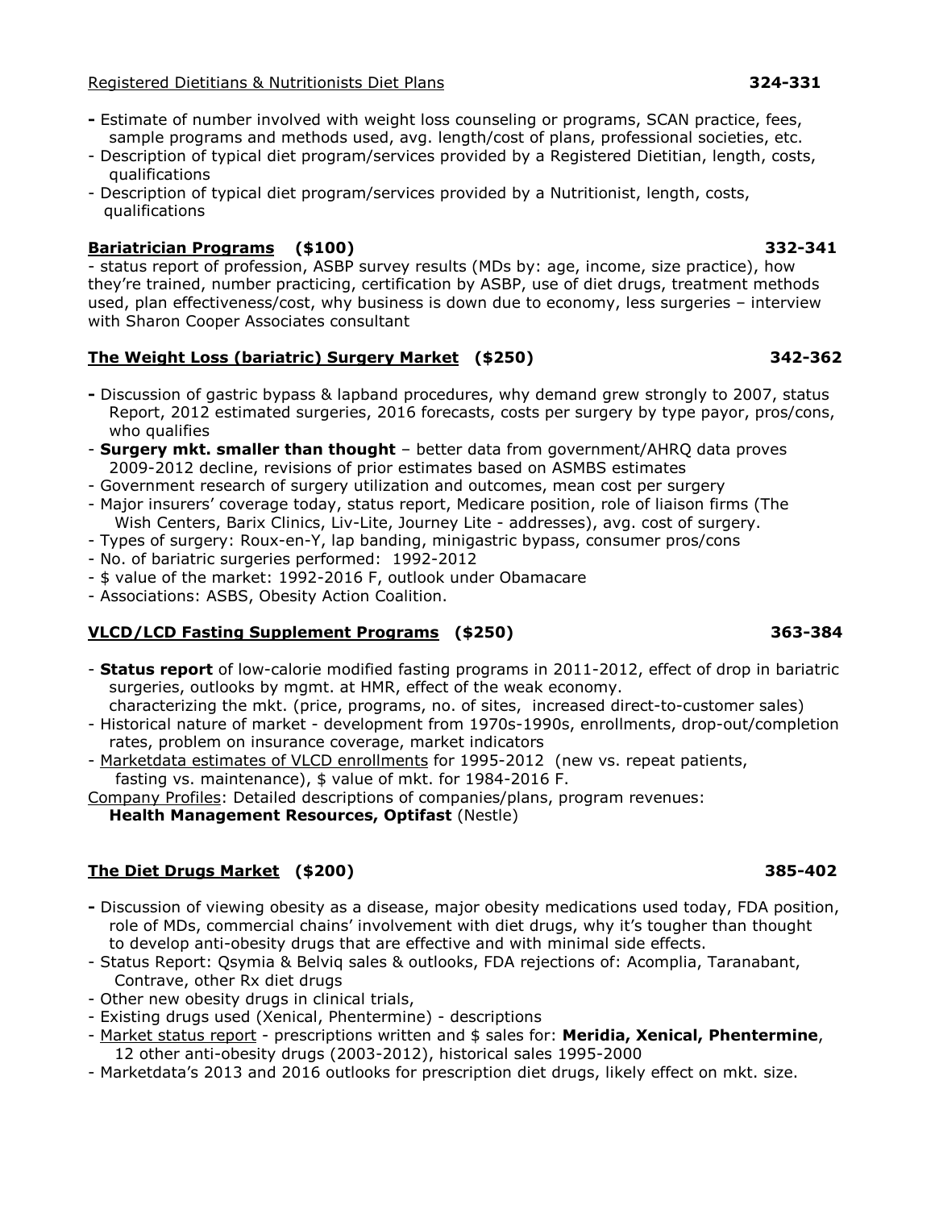Registered Dietitians & Nutritionists Diet Plans **324-331**

- Estimate of number involved with weight loss counseling or programs, SCAN practice, fees, sample programs and methods used, avg. length/cost of plans, professional societies, etc.
- Description of typical diet program/services provided by a Registered Dietitian, length, costs, qualifications
- Description of typical diet program/services provided by a Nutritionist, length, costs, qualifications

## **Bariatrician Programs (\$100)** **332-341**

- status report of profession, ASBP survey results (MDs by: age, income, size practice), how they're trained, number practicing, certification by ASBP, use of diet drugs, treatment methods used, plan effectiveness/cost, why business is down due to economy, less surgeries – interview with Sharon Cooper Associates consultant

## **The Weight Loss (bariatric) Surgery Market (\$250)** **342-362**

- Discussion of gastric bypass & lapband procedures, why demand grew strongly to 2007, status Report, 2012 estimated surgeries, 2016 forecasts, costs per surgery by type payor, pros/cons, who qualifies
- **Surgery mkt. smaller than thought** – better data from government/AHRQ data proves 2009-2012 decline, revisions of prior estimates based on ASMBS estimates
- Government research of surgery utilization and outcomes, mean cost per surgery
- Major insurers' coverage today, status report, Medicare position, role of liaison firms (The Wish Centers, Barix Clinics, Liv-Lite, Journey Lite - addresses), avg. cost of surgery.
- Types of surgery: Roux-en-Y, lap banding, minigastric bypass, consumer pros/cons
- No. of bariatric surgeries performed: 1992-2012
- \$ value of the market: 1992-2016 F, outlook under Obamacare
- Associations: ASBS, Obesity Action Coalition.

## **VLCD/LCD Fasting Supplement Programs (\$250)** **363-384**

- **Status report** of low-calorie modified fasting programs in 2011-2012, effect of drop in bariatric surgeries, outlooks by mgmt. at HMR, effect of the weak economy. characterizing the mkt. (price, programs, no. of sites, increased direct-to-customer sales)
- Historical nature of market - development from 1970s-1990s, enrollments, drop-out/completion rates, problem on insurance coverage, market indicators
- Marketdata estimates of VLCD enrollments for 1995-2012 (new vs. repeat patients, fasting vs. maintenance), \$ value of mkt. for 1984-2016 F.

Company Profiles: Detailed descriptions of companies/plans, program revenues:
**Health Management Resources, Optifast** (Nestle)

## **The Diet Drugs Market (\$200)** **385-402**

- Discussion of viewing obesity as a disease, major obesity medications used today, FDA position, role of MDs, commercial chains' involvement with diet drugs, why it's tougher than thought to develop anti-obesity drugs that are effective and with minimal side effects.
- Status Report: Qsymia & Belviq sales & outlooks, FDA rejections of: Acomplia, Taranabant, Contrave, other Rx diet drugs
- Other new obesity drugs in clinical trials,
- Existing drugs used (Xenical, Phentermine) - descriptions
- Market status report - prescriptions written and \$ sales for: **Meridia, Xenical, Phentermine**, 12 other anti-obesity drugs (2003-2012), historical sales 1995-2000
- Marketdata's 2013 and 2016 outlooks for prescription diet drugs, likely effect on mkt. size.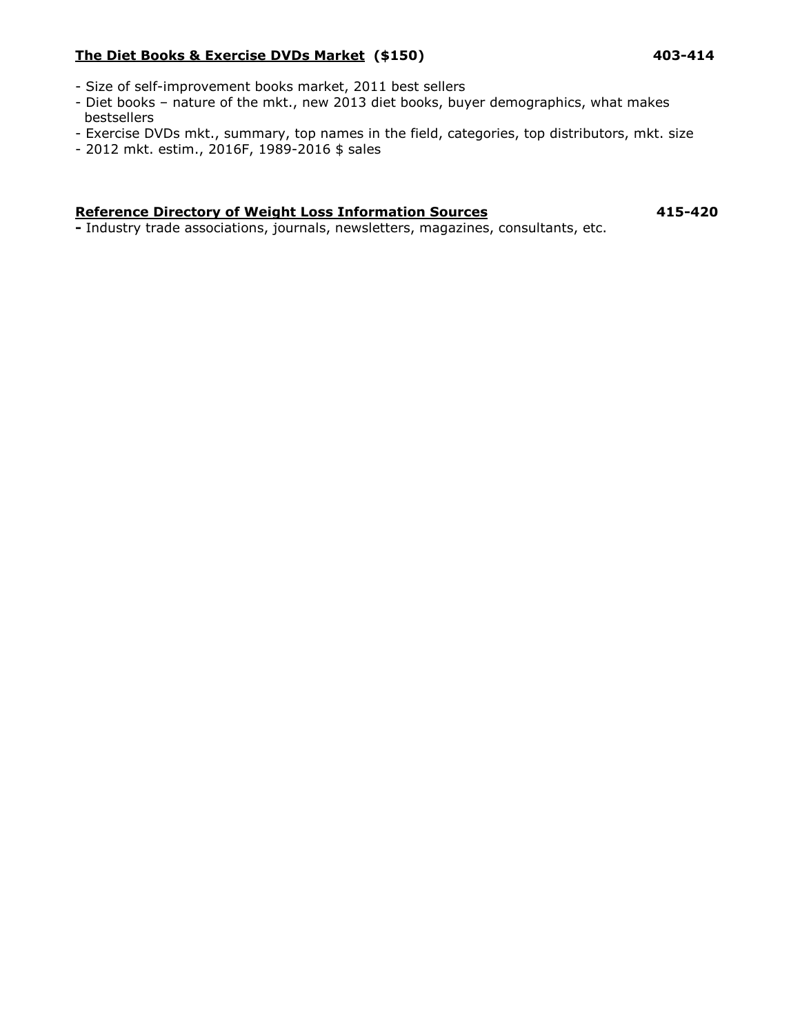**<u>The Diet Books & Exercise DVDs Market</u> ($150)** **403-414**

- Size of self-improvement books market, 2011 best sellers
- Diet books – nature of the mkt., new 2013 diet books, buyer demographics, what makes bestsellers
- Exercise DVDs mkt., summary, top names in the field, categories, top distributors, mkt. size
- 2012 mkt. estim., 2016F, 1989-2016 $ sales

**<u>Reference Directory of Weight Loss Information Sources</u>** **415-420**

**-** Industry trade associations, journals, newsletters, magazines, consultants, etc.